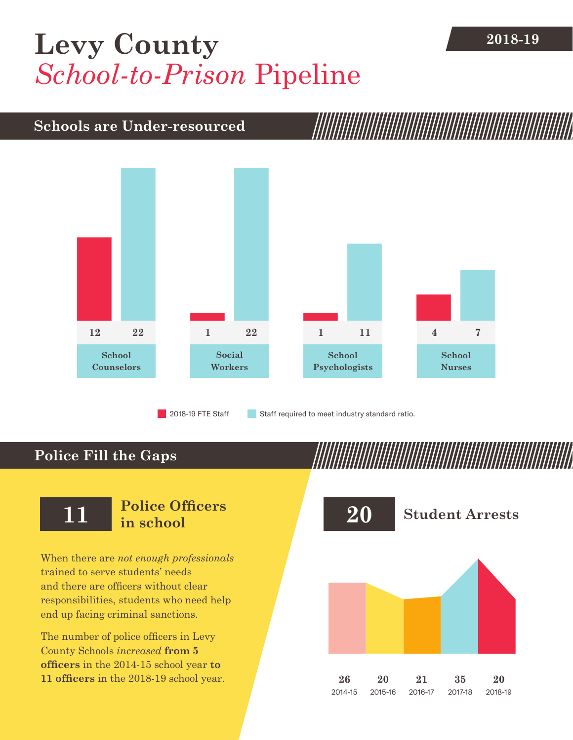# Levy County *School-to-Prison* Pipeline

**2018-19**

## Schools are Under-resourced

| | 2018-19 FTE Staff | Staff required to meet industry standard ratio. |
|---|---|---|
| School Counselors | 12 | 22 |
| Social Workers | 1 | 22 |
| School Psychologists | 1 | 11 |
| School Nurses | 4 | 7 |

## Police Fill the Gaps

**11** **Police Officers in school**

When there are *not enough professionals* trained to serve students' needs and there are officers without clear responsibilities, students who need help end up facing criminal sanctions.

The number of police officers in Levy County Schools *increased* **from 5 officers** in the 2014-15 school year **to 11 officers** in the 2018-19 school year.

**20** **Student Arrests**

| 2014-15 | 2015-16 | 2016-17 | 2017-18 | 2018-19 |
|---|---|---|---|---|
| 26 | 20 | 21 | 35 | 20 |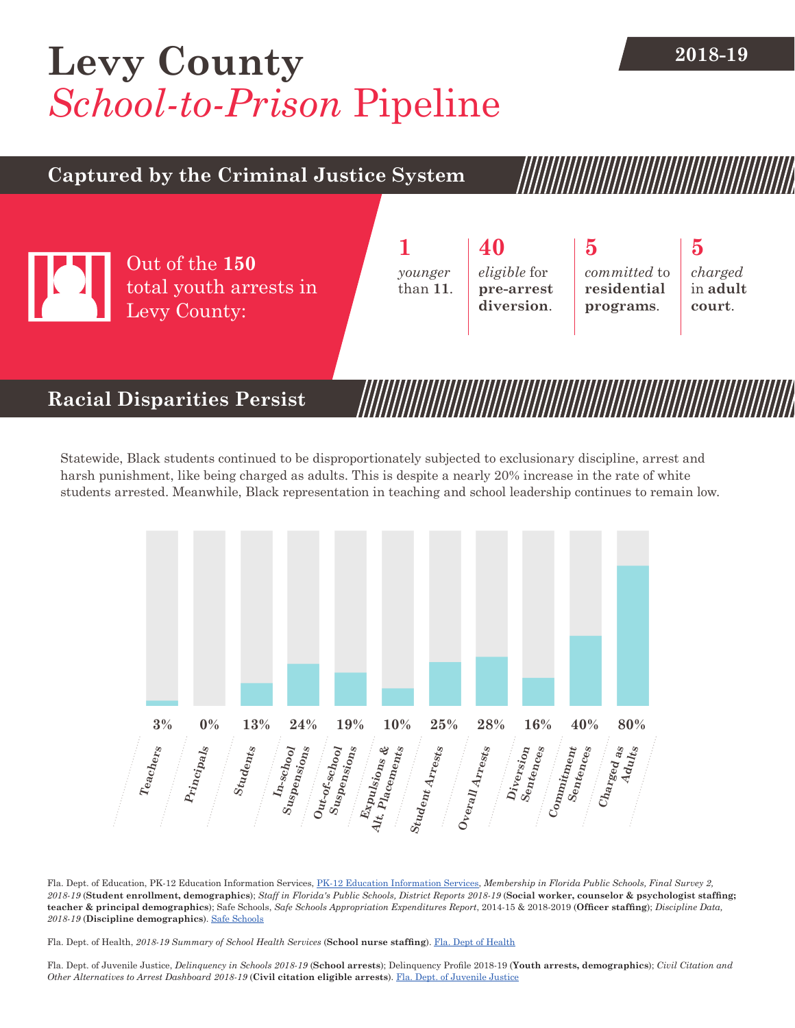# Levy County *School-to-Prison* Pipeline

2018-19

## Captured by the Criminal Justice System

Out of the **150** total youth arrests in Levy County:

**1** *younger* than **11**.

**40** *eligible* for **pre-arrest diversion**.

**5** *committed* to **residential programs**.

**5** *charged* in **adult court**.

## Racial Disparities Persist

Statewide, Black students continued to be disproportionately subjected to exclusionary discipline, arrest and harsh punishment, like being charged as adults. This is despite a nearly 20% increase in the rate of white students arrested. Meanwhile, Black representation in teaching and school leadership continues to remain low.

3% Teachers
0% Principals
13% Students
24% In-school Suspensions
19% Out-of-school Suspensions
10% Expulsions & Alt. Placements
25% Student Arrests
28% Overall Arrests
16% Diversion Sentences
40% Commitment Sentences
80% Charged as Adults

Fla. Dept. of Education, PK-12 Education Information Services, PK-12 Education Information Services, *Membership in Florida Public Schools, Final Survey 2, 2018-19* (**Student enrollment, demographics**); *Staff in Florida's Public Schools, District Reports 2018-19* (**Social worker, counselor & psychologist staffing; teacher & principal demographics**); Safe Schools, *Safe Schools Appropriation Expenditures Report*, 2014-15 & 2018-2019 (**Officer staffing**); *Discipline Data, 2018-19* (**Discipline demographics**). Safe Schools

Fla. Dept. of Health, *2018-19 Summary of School Health Services* (**School nurse staffing**). Fla. Dept of Health

Fla. Dept. of Juvenile Justice, *Delinquency in Schools 2018-19* (**School arrests**); Delinquency Profile 2018-19 (**Youth arrests, demographics**); *Civil Citation and Other Alternatives to Arrest Dashboard 2018-19* (**Civil citation eligible arrests**). Fla. Dept. of Juvenile Justice